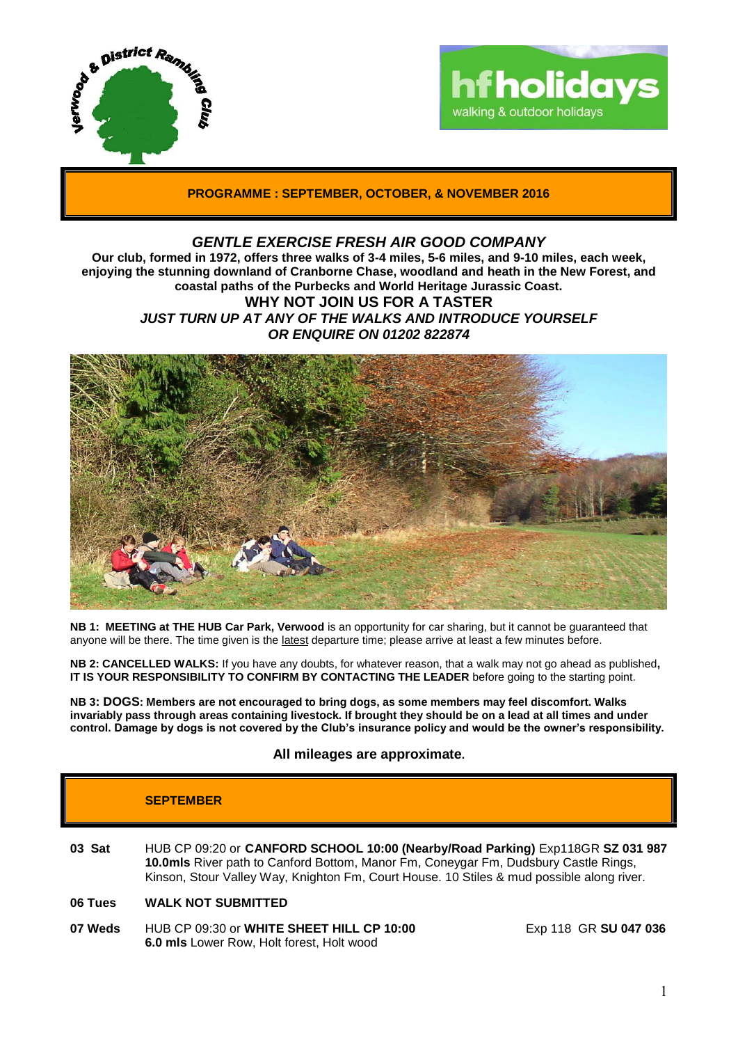Verwood & District Rambling Club

hfholidays
walking & outdoor holidays

## PROGRAMME : SEPTEMBER, OCTOBER, & NOVEMBER 2016

### *GENTLE EXERCISE FRESH AIR GOOD COMPANY*

**Our club, formed in 1972, offers three walks of 3-4 miles, 5-6 miles, and 9-10 miles, each week, enjoying the stunning downland of Cranborne Chase, woodland and heath in the New Forest, and coastal paths of the Purbecks and World Heritage Jurassic Coast.**

**WHY NOT JOIN US FOR A TASTER**

***JUST TURN UP AT ANY OF THE WALKS AND INTRODUCE YOURSELF***

***OR ENQUIRE ON 01202 822874***

**NB 1: MEETING at THE HUB Car Park, Verwood** is an opportunity for car sharing, but it cannot be guaranteed that anyone will be there. The time given is the latest departure time; please arrive at least a few minutes before.

**NB 2: CANCELLED WALKS:** If you have any doubts, for whatever reason, that a walk may not go ahead as published**, IT IS YOUR RESPONSIBILITY TO CONFIRM BY CONTACTING THE LEADER** before going to the starting point.

**NB 3: DOGS: Members are not encouraged to bring dogs, as some members may feel discomfort. Walks invariably pass through areas containing livestock. If brought they should be on a lead at all times and under control. Damage by dogs is not covered by the Club's insurance policy and would be the owner's responsibility.**

**All mileages are approximate.**

## SEPTEMBER

**03 Sat** HUB CP 09:20 or **CANFORD SCHOOL 10:00 (Nearby/Road Parking)** Exp118GR **SZ 031 987**
**10.0mls** River path to Canford Bottom, Manor Fm, Coneygar Fm, Dudsbury Castle Rings, Kinson, Stour Valley Way, Knighton Fm, Court House. 10 Stiles & mud possible along river.

**06 Tues** **WALK NOT SUBMITTED**

**07 Weds** HUB CP 09:30 or **WHITE SHEET HILL CP 10:00** Exp 118 GR **SU 047 036**
**6.0 mls** Lower Row, Holt forest, Holt wood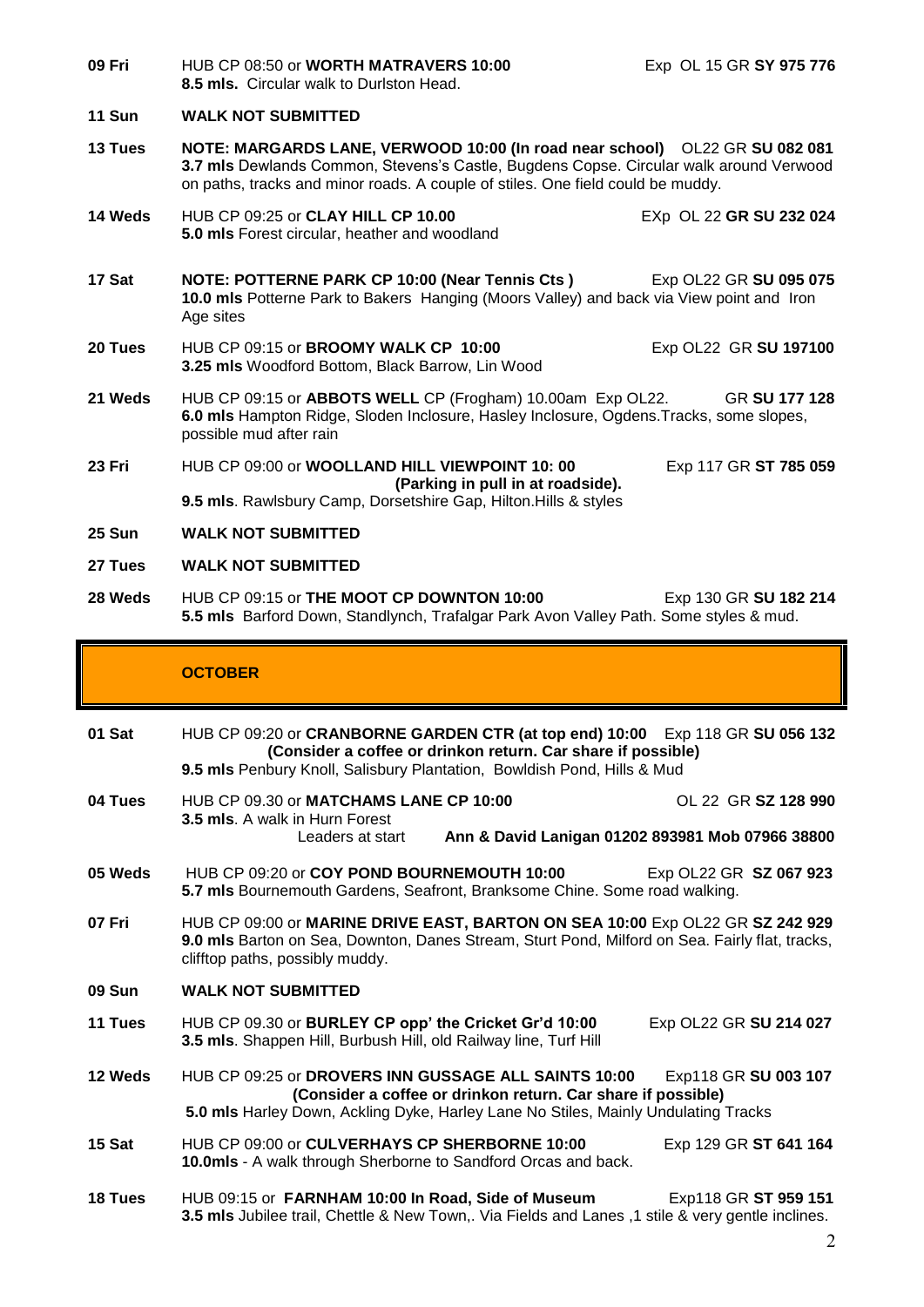**09 Fri** HUB CP 08:50 or **WORTH MATRAVERS 10:00** Exp OL 15 GR **SY 975 776**
**8.5 mls.** Circular walk to Durlston Head.

**11 Sun** **WALK NOT SUBMITTED**

**13 Tues** **NOTE: MARGARDS LANE, VERWOOD 10:00 (In road near school)** OL22 GR **SU 082 081**
**3.7 mls** Dewlands Common, Stevens's Castle, Bugdens Copse. Circular walk around Verwood on paths, tracks and minor roads. A couple of stiles. One field could be muddy.

**14 Weds** HUB CP 09:25 or **CLAY HILL CP 10.00** EXp OL 22 **GR SU 232 024**
**5.0 mls** Forest circular, heather and woodland

**17 Sat** **NOTE: POTTERNE PARK CP 10:00 (Near Tennis Cts )** Exp OL22 GR **SU 095 075**
**10.0 mls** Potterne Park to Bakers Hanging (Moors Valley) and back via View point and Iron Age sites

**20 Tues** HUB CP 09:15 or **BROOMY WALK CP 10:00** Exp OL22 GR **SU 197100**
**3.25 mls** Woodford Bottom, Black Barrow, Lin Wood

**21 Weds** HUB CP 09:15 or **ABBOTS WELL** CP (Frogham) 10.00am Exp OL22. GR **SU 177 128**
**6.0 mls** Hampton Ridge, Sloden Inclosure, Hasley Inclosure, Ogdens.Tracks, some slopes, possible mud after rain

**23 Fri** HUB CP 09:00 or **WOOLLAND HILL VIEWPOINT 10: 00** Exp 117 GR **ST 785 059**
**(Parking in pull in at roadside).**
**9.5 mls**. Rawlsbury Camp, Dorsetshire Gap, Hilton.Hills & styles

**25 Sun** **WALK NOT SUBMITTED**

**27 Tues** **WALK NOT SUBMITTED**

**28 Weds** HUB CP 09:15 or **THE MOOT CP DOWNTON 10:00** Exp 130 GR **SU 182 214**
**5.5 mls** Barford Down, Standlynch, Trafalgar Park Avon Valley Path. Some styles & mud.

## OCTOBER

**01 Sat** HUB CP 09:20 or **CRANBORNE GARDEN CTR (at top end) 10:00** Exp 118 GR **SU 056 132**
**(Consider a coffee or drinkon return. Car share if possible)**
**9.5 mls** Penbury Knoll, Salisbury Plantation, Bowldish Pond, Hills & Mud

**04 Tues** HUB CP 09.30 or **MATCHAMS LANE CP 10:00** OL 22 GR **SZ 128 990**
**3.5 mls**. A walk in Hurn Forest
Leaders at start **Ann & David Lanigan 01202 893981 Mob 07966 38800**

**05 Weds** HUB CP 09:20 or **COY POND BOURNEMOUTH 10:00** Exp OL22 GR **SZ 067 923**
**5.7 mls** Bournemouth Gardens, Seafront, Branksome Chine. Some road walking.

**07 Fri** HUB CP 09:00 or **MARINE DRIVE EAST, BARTON ON SEA 10:00** Exp OL22 GR **SZ 242 929**
**9.0 mls** Barton on Sea, Downton, Danes Stream, Sturt Pond, Milford on Sea. Fairly flat, tracks, clifftop paths, possibly muddy.

**09 Sun** **WALK NOT SUBMITTED**

**11 Tues** HUB CP 09.30 or **BURLEY CP opp' the Cricket Gr'd 10:00** Exp OL22 GR **SU 214 027**
**3.5 mls**. Shappen Hill, Burbush Hill, old Railway line, Turf Hill

**12 Weds** HUB CP 09:25 or **DROVERS INN GUSSAGE ALL SAINTS 10:00** Exp118 GR **SU 003 107**
**(Consider a coffee or drinkon return. Car share if possible)**
**5.0 mls** Harley Down, Ackling Dyke, Harley Lane No Stiles, Mainly Undulating Tracks

**15 Sat** HUB CP 09:00 or **CULVERHAYS CP SHERBORNE 10:00** Exp 129 GR **ST 641 164**
**10.0mls** - A walk through Sherborne to Sandford Orcas and back.

**18 Tues** HUB 09:15 or **FARNHAM 10:00 In Road, Side of Museum** Exp118 GR **ST 959 151**
**3.5 mls** Jubilee trail, Chettle & New Town,. Via Fields and Lanes ,1 stile & very gentle inclines.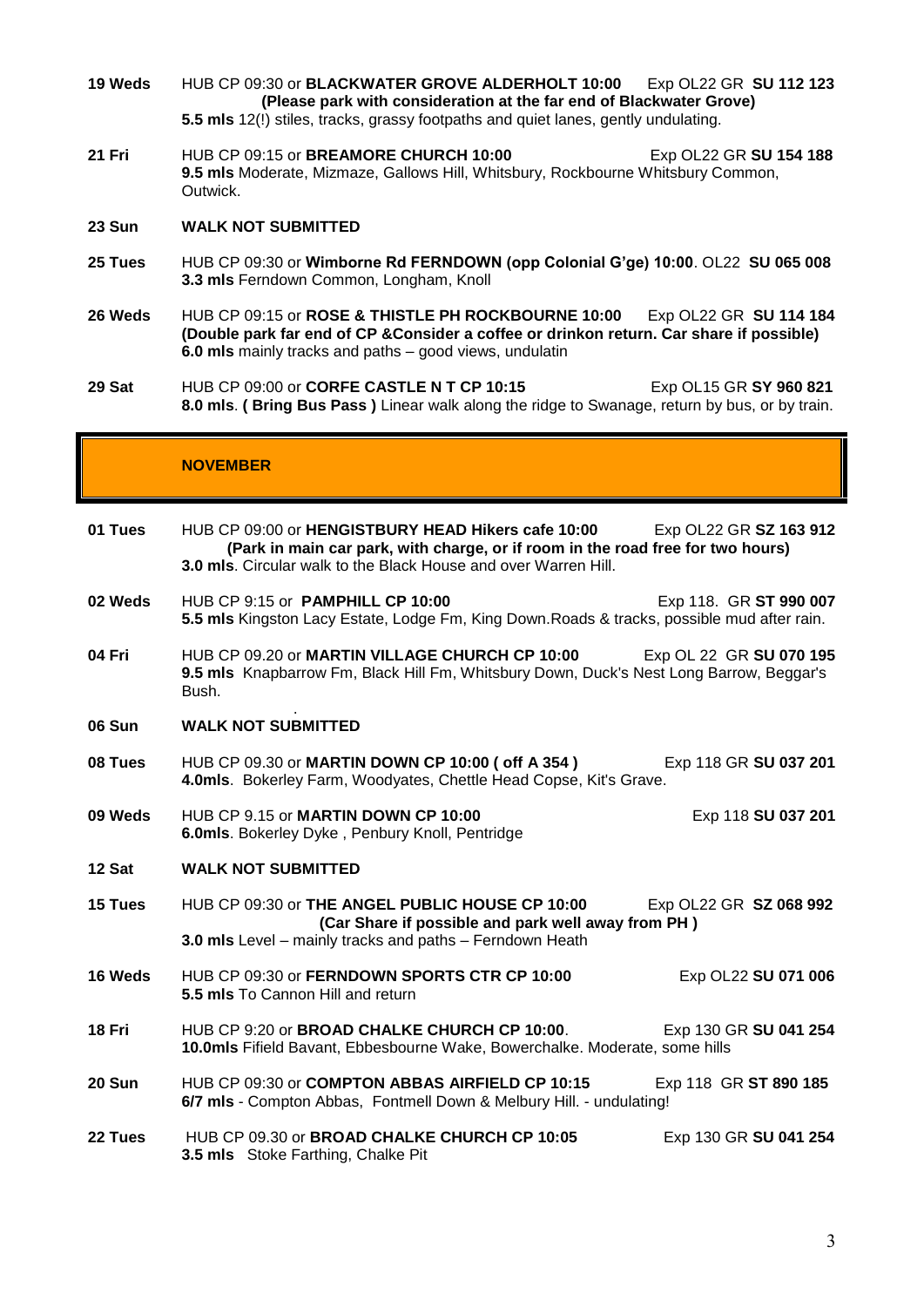**19 Weds** HUB CP 09:30 or **BLACKWATER GROVE ALDERHOLT 10:00** Exp OL22 GR **SU 112 123**
**(Please park with consideration at the far end of Blackwater Grove)**
**5.5 mls** 12(!) stiles, tracks, grassy footpaths and quiet lanes, gently undulating.

**21 Fri** HUB CP 09:15 or **BREAMORE CHURCH 10:00** Exp OL22 GR **SU 154 188**
**9.5 mls** Moderate, Mizmaze, Gallows Hill, Whitsbury, Rockbourne Whitsbury Common, Outwick.

**23 Sun** **WALK NOT SUBMITTED**

**25 Tues** HUB CP 09:30 or **Wimborne Rd FERNDOWN (opp Colonial G'ge) 10:00**. OL22 **SU 065 008**
**3.3 mls** Ferndown Common, Longham, Knoll

**26 Weds** HUB CP 09:15 or **ROSE & THISTLE PH ROCKBOURNE 10:00** Exp OL22 GR **SU 114 184**
**(Double park far end of CP &Consider a coffee or drinkon return. Car share if possible)**
**6.0 mls** mainly tracks and paths – good views, undulatin

**29 Sat** HUB CP 09:00 or **CORFE CASTLE N T CP 10:15** Exp OL15 GR **SY 960 821**
**8.0 mls**. **( Bring Bus Pass )** Linear walk along the ridge to Swanage, return by bus, or by train.

## NOVEMBER

**01 Tues** HUB CP 09:00 or **HENGISTBURY HEAD Hikers cafe 10:00** Exp OL22 GR **SZ 163 912**
**(Park in main car park, with charge, or if room in the road free for two hours)**
**3.0 mls**. Circular walk to the Black House and over Warren Hill.

**02 Weds** HUB CP 9:15 or **PAMPHILL CP 10:00** Exp 118. GR **ST 990 007**
**5.5 mls** Kingston Lacy Estate, Lodge Fm, King Down.Roads & tracks, possible mud after rain.

**04 Fri** HUB CP 09.20 or **MARTIN VILLAGE CHURCH CP 10:00** Exp OL 22 GR **SU 070 195**
**9.5 mls** Knapbarrow Fm, Black Hill Fm, Whitsbury Down, Duck's Nest Long Barrow, Beggar's Bush.

**06 Sun** **WALK NOT SUBMITTED**

**08 Tues** HUB CP 09.30 or **MARTIN DOWN CP 10:00 ( off A 354 )** Exp 118 GR **SU 037 201**
**4.0mls**. Bokerley Farm, Woodyates, Chettle Head Copse, Kit's Grave.

**09 Weds** HUB CP 9.15 or **MARTIN DOWN CP 10:00** Exp 118 **SU 037 201**
**6.0mls**. Bokerley Dyke , Penbury Knoll, Pentridge

**12 Sat** **WALK NOT SUBMITTED**

**15 Tues** HUB CP 09:30 or **THE ANGEL PUBLIC HOUSE CP 10:00** Exp OL22 GR **SZ 068 992**
**(Car Share if possible and park well away from PH )**
**3.0 mls** Level – mainly tracks and paths – Ferndown Heath

**16 Weds** HUB CP 09:30 or **FERNDOWN SPORTS CTR CP 10:00** Exp OL22 **SU 071 006**
**5.5 mls** To Cannon Hill and return

**18 Fri** HUB CP 9:20 or **BROAD CHALKE CHURCH CP 10:00**. Exp 130 GR **SU 041 254**
**10.0mls** Fifield Bavant, Ebbesbourne Wake, Bowerchalke. Moderate, some hills

**20 Sun** HUB CP 09:30 or **COMPTON ABBAS AIRFIELD CP 10:15** Exp 118 GR **ST 890 185**
**6/7 mls** - Compton Abbas, Fontmell Down & Melbury Hill. - undulating!

**22 Tues** HUB CP 09.30 or **BROAD CHALKE CHURCH CP 10:05** Exp 130 GR **SU 041 254**
**3.5 mls** Stoke Farthing, Chalke Pit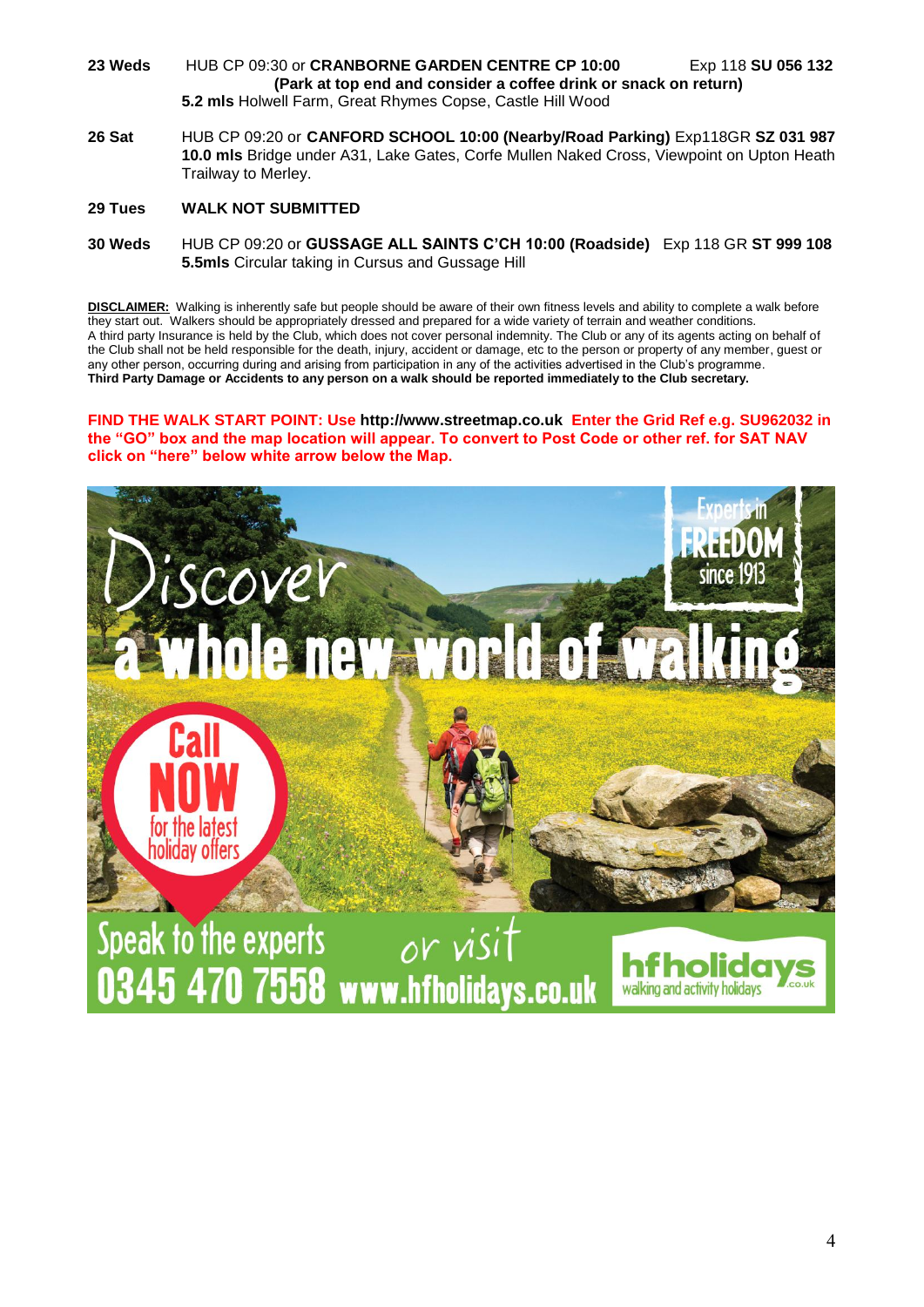**23 Weds** HUB CP 09:30 or **CRANBORNE GARDEN CENTRE CP 10:00** Exp 118 **SU 056 132**
**(Park at top end and consider a coffee drink or snack on return)**
**5.2 mls** Holwell Farm, Great Rhymes Copse, Castle Hill Wood

**26 Sat** HUB CP 09:20 or **CANFORD SCHOOL 10:00 (Nearby/Road Parking)** Exp118GR **SZ 031 987**
**10.0 mls** Bridge under A31, Lake Gates, Corfe Mullen Naked Cross, Viewpoint on Upton Heath Trailway to Merley.

**29 Tues** **WALK NOT SUBMITTED**

**30 Weds** HUB CP 09:20 or **GUSSAGE ALL SAINTS C'CH 10:00 (Roadside)** Exp 118 GR **ST 999 108**
**5.5mls** Circular taking in Cursus and Gussage Hill

**DISCLAIMER:** Walking is inherently safe but people should be aware of their own fitness levels and ability to complete a walk before they start out. Walkers should be appropriately dressed and prepared for a wide variety of terrain and weather conditions.
A third party Insurance is held by the Club, which does not cover personal indemnity. The Club or any of its agents acting on behalf of the Club shall not be held responsible for the death, injury, accident or damage, etc to the person or property of any member, guest or any other person, occurring during and arising from participation in any of the activities advertised in the Club's programme.
**Third Party Damage or Accidents to any person on a walk should be reported immediately to the Club secretary.**

**FIND THE WALK START POINT: Use http://www.streetmap.co.uk Enter the Grid Ref e.g. SU962032 in the "GO" box and the map location will appear. To convert to Post Code or other ref. for SAT NAV click on "here" below white arrow below the Map.**

Discover a whole new world of walking

Experts in FREEDOM since 1913

Call NOW for the latest holiday offers

Speak to the experts 0345 470 7558 or visit www.hfholidays.co.uk

hfholidays.co.uk walking and activity holidays